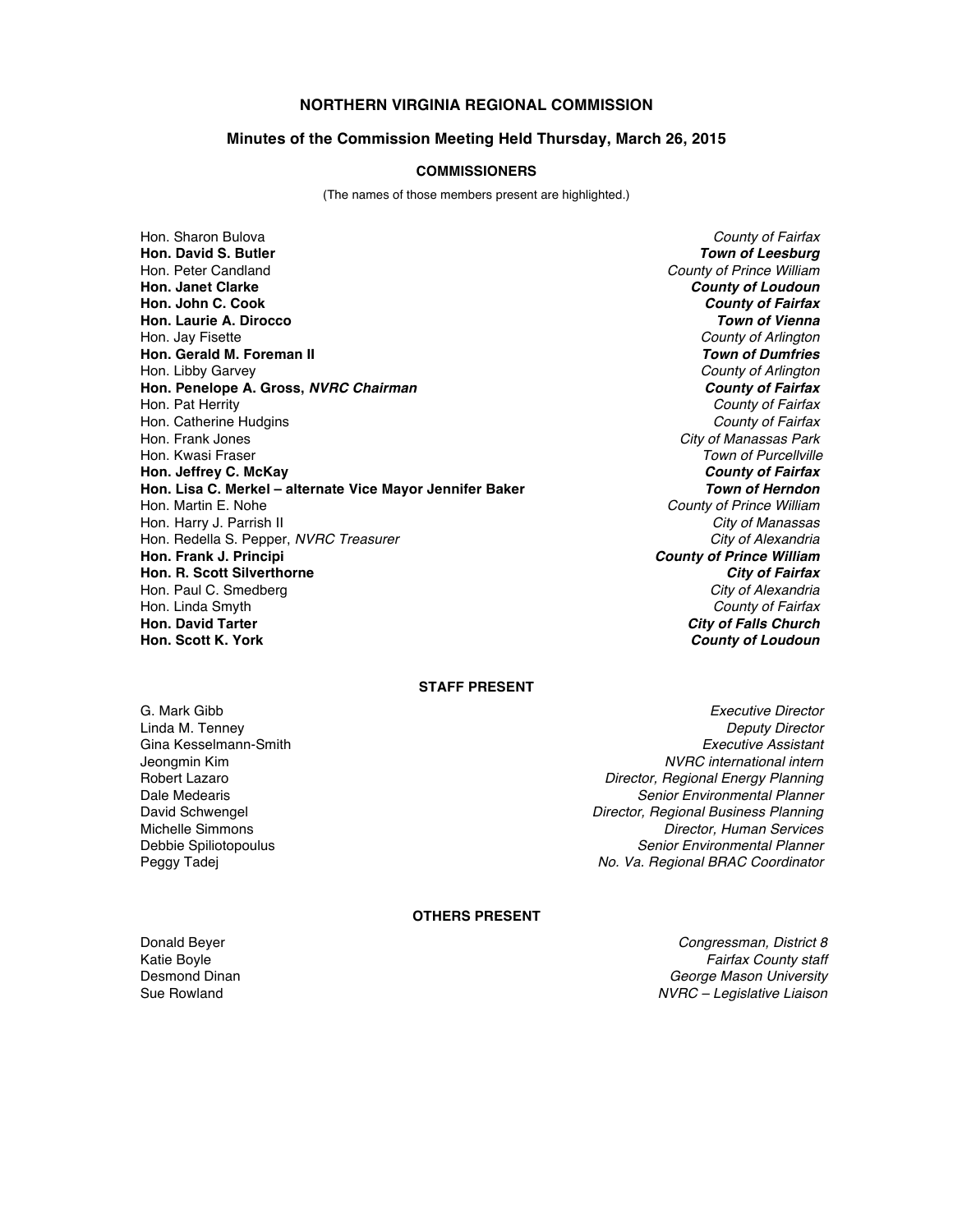# NORTHERN VIRGINIA REGIONAL COMMISSION

## Minutes of the Commission Meeting Held Thursday, March 26, 2015

### COMMISSIONERS

(The names of those members present are highlighted.)

| Name | Jurisdiction |
|---|---|
| Hon. Sharon Bulova | *County of Fairfax* |
| **Hon. David S. Butler** | ***Town of Leesburg*** |
| Hon. Peter Candland | *County of Prince William* |
| **Hon. Janet Clarke** | ***County of Loudoun*** |
| **Hon. John C. Cook** | ***County of Fairfax*** |
| **Hon. Laurie A. Dirocco** | ***Town of Vienna*** |
| Hon. Jay Fisette | *County of Arlington* |
| **Hon. Gerald M. Foreman II** | ***Town of Dumfries*** |
| Hon. Libby Garvey | *County of Arlington* |
| **Hon. Penelope A. Gross, *NVRC Chairman*** | ***County of Fairfax*** |
| Hon. Pat Herrity | *County of Fairfax* |
| Hon. Catherine Hudgins | *County of Fairfax* |
| Hon. Frank Jones | *City of Manassas Park* |
| Hon. Kwasi Fraser | *Town of Purcellville* |
| **Hon. Jeffrey C. McKay** | ***County of Fairfax*** |
| **Hon. Lisa C. Merkel – alternate Vice Mayor Jennifer Baker** | ***Town of Herndon*** |
| Hon. Martin E. Nohe | *County of Prince William* |
| Hon. Harry J. Parrish II | *City of Manassas* |
| Hon. Redella S. Pepper, *NVRC Treasurer* | *City of Alexandria* |
| **Hon. Frank J. Principi** | ***County of Prince William*** |
| **Hon. R. Scott Silverthorne** | ***City of Fairfax*** |
| Hon. Paul C. Smedberg | *City of Alexandria* |
| Hon. Linda Smyth | *County of Fairfax* |
| **Hon. David Tarter** | ***City of Falls Church*** |
| **Hon. Scott K. York** | ***County of Loudoun*** |

### STAFF PRESENT

| Name | Title |
|---|---|
| G. Mark Gibb | *Executive Director* |
| Linda M. Tenney | *Deputy Director* |
| Gina Kesselmann-Smith | *Executive Assistant* |
| Jeongmin Kim | *NVRC international intern* |
| Robert Lazaro | *Director, Regional Energy Planning* |
| Dale Medearis | *Senior Environmental Planner* |
| David Schwengel | *Director, Regional Business Planning* |
| Michelle Simmons | *Director, Human Services* |
| Debbie Spiliotopoulus | *Senior Environmental Planner* |
| Peggy Tadej | *No. Va. Regional BRAC Coordinator* |

### OTHERS PRESENT

| Name | Affiliation |
|---|---|
| Donald Beyer | *Congressman, District 8* |
| Katie Boyle | *Fairfax County staff* |
| Desmond Dinan | *George Mason University* |
| Sue Rowland | *NVRC – Legislative Liaison* |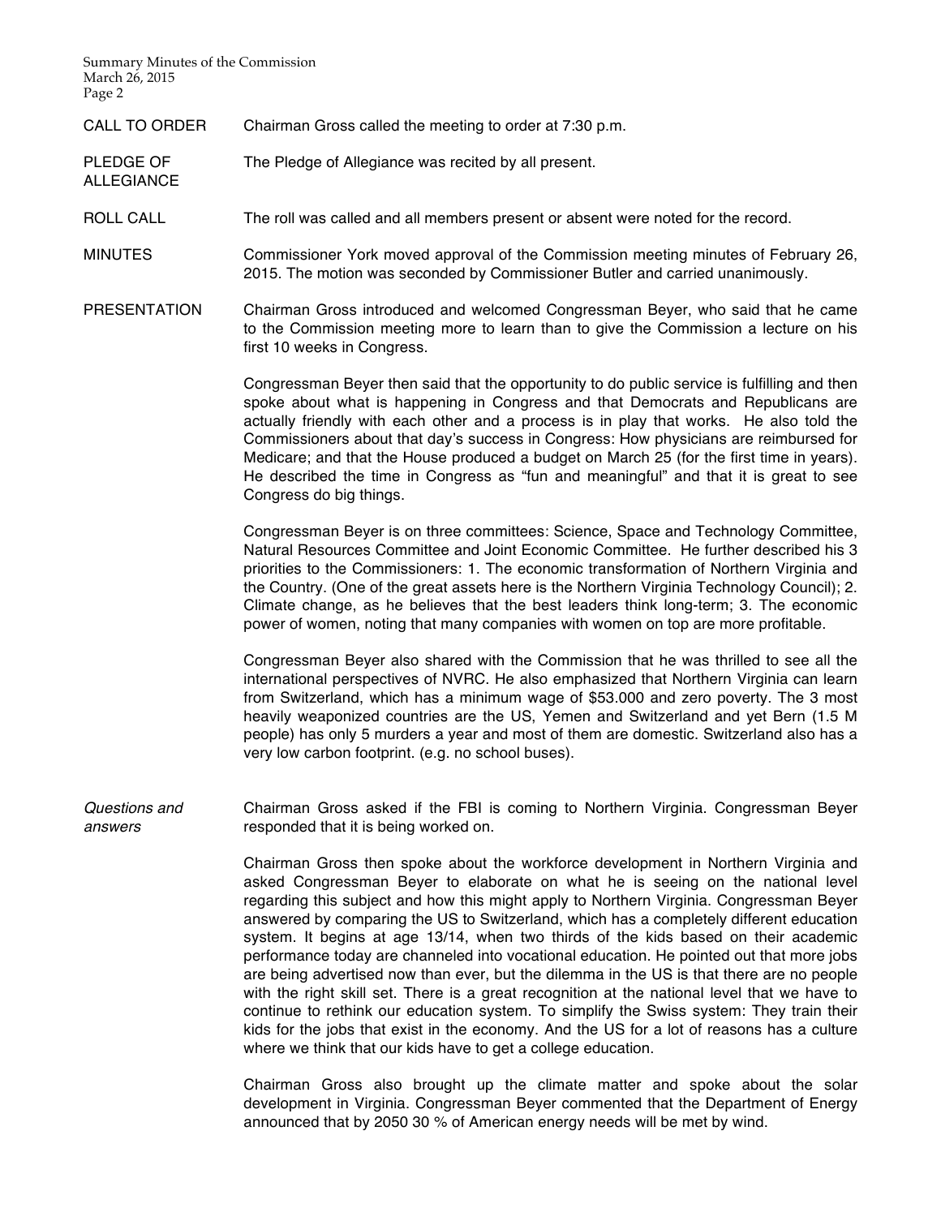CALL TO ORDER Chairman Gross called the meeting to order at 7:30 p.m.

PLEDGE OF ALLEGIANCE The Pledge of Allegiance was recited by all present.

ROLL CALL The roll was called and all members present or absent were noted for the record.

MINUTES Commissioner York moved approval of the Commission meeting minutes of February 26, 2015. The motion was seconded by Commissioner Butler and carried unanimously.

PRESENTATION Chairman Gross introduced and welcomed Congressman Beyer, who said that he came to the Commission meeting more to learn than to give the Commission a lecture on his first 10 weeks in Congress.

Congressman Beyer then said that the opportunity to do public service is fulfilling and then spoke about what is happening in Congress and that Democrats and Republicans are actually friendly with each other and a process is in play that works. He also told the Commissioners about that day's success in Congress: How physicians are reimbursed for Medicare; and that the House produced a budget on March 25 (for the first time in years). He described the time in Congress as "fun and meaningful" and that it is great to see Congress do big things.

Congressman Beyer is on three committees: Science, Space and Technology Committee, Natural Resources Committee and Joint Economic Committee. He further described his 3 priorities to the Commissioners: 1. The economic transformation of Northern Virginia and the Country. (One of the great assets here is the Northern Virginia Technology Council); 2. Climate change, as he believes that the best leaders think long-term; 3. The economic power of women, noting that many companies with women on top are more profitable.

Congressman Beyer also shared with the Commission that he was thrilled to see all the international perspectives of NVRC. He also emphasized that Northern Virginia can learn from Switzerland, which has a minimum wage of $53.000 and zero poverty. The 3 most heavily weaponized countries are the US, Yemen and Switzerland and yet Bern (1.5 M people) has only 5 murders a year and most of them are domestic. Switzerland also has a very low carbon footprint. (e.g. no school buses).

*Questions and answers* Chairman Gross asked if the FBI is coming to Northern Virginia. Congressman Beyer responded that it is being worked on.

Chairman Gross then spoke about the workforce development in Northern Virginia and asked Congressman Beyer to elaborate on what he is seeing on the national level regarding this subject and how this might apply to Northern Virginia. Congressman Beyer answered by comparing the US to Switzerland, which has a completely different education system. It begins at age 13/14, when two thirds of the kids based on their academic performance today are channeled into vocational education. He pointed out that more jobs are being advertised now than ever, but the dilemma in the US is that there are no people with the right skill set. There is a great recognition at the national level that we have to continue to rethink our education system. To simplify the Swiss system: They train their kids for the jobs that exist in the economy. And the US for a lot of reasons has a culture where we think that our kids have to get a college education.

Chairman Gross also brought up the climate matter and spoke about the solar development in Virginia. Congressman Beyer commented that the Department of Energy announced that by 2050 30 % of American energy needs will be met by wind.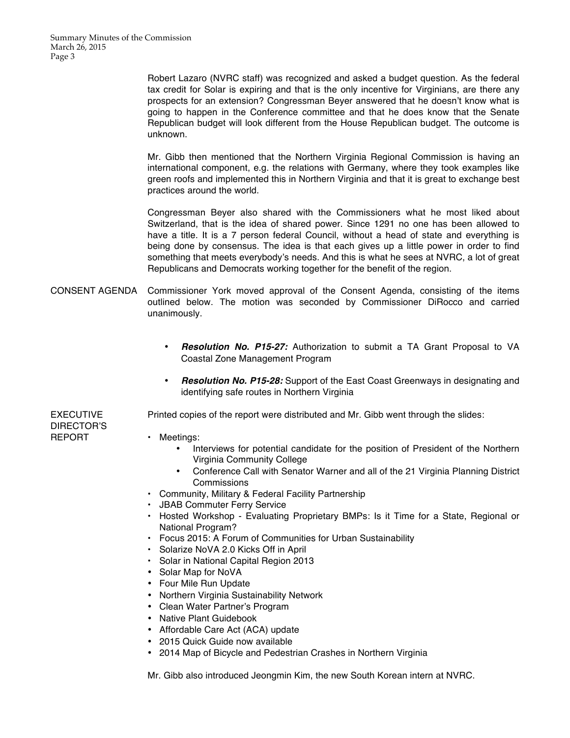Robert Lazaro (NVRC staff) was recognized and asked a budget question. As the federal tax credit for Solar is expiring and that is the only incentive for Virginians, are there any prospects for an extension? Congressman Beyer answered that he doesn't know what is going to happen in the Conference committee and that he does know that the Senate Republican budget will look different from the House Republican budget. The outcome is unknown.

Mr. Gibb then mentioned that the Northern Virginia Regional Commission is having an international component, e.g. the relations with Germany, where they took examples like green roofs and implemented this in Northern Virginia and that it is great to exchange best practices around the world.

Congressman Beyer also shared with the Commissioners what he most liked about Switzerland, that is the idea of shared power. Since 1291 no one has been allowed to have a title. It is a 7 person federal Council, without a head of state and everything is being done by consensus. The idea is that each gives up a little power in order to find something that meets everybody's needs. And this is what he sees at NVRC, a lot of great Republicans and Democrats working together for the benefit of the region.

CONSENT AGENDA

Commissioner York moved approval of the Consent Agenda, consisting of the items outlined below. The motion was seconded by Commissioner DiRocco and carried unanimously.

- ***Resolution No. P15-27:*** Authorization to submit a TA Grant Proposal to VA Coastal Zone Management Program
- ***Resolution No. P15-28:*** Support of the East Coast Greenways in designating and identifying safe routes in Northern Virginia

EXECUTIVE DIRECTOR'S REPORT

Printed copies of the report were distributed and Mr. Gibb went through the slides:

- Meetings:
  - Interviews for potential candidate for the position of President of the Northern Virginia Community College
  - Conference Call with Senator Warner and all of the 21 Virginia Planning District Commissions
- Community, Military & Federal Facility Partnership
- JBAB Commuter Ferry Service
- Hosted Workshop - Evaluating Proprietary BMPs: Is it Time for a State, Regional or National Program?
- Focus 2015: A Forum of Communities for Urban Sustainability
- Solarize NoVA 2.0 Kicks Off in April
- Solar in National Capital Region 2013
- Solar Map for NoVA
- Four Mile Run Update
- Northern Virginia Sustainability Network
- Clean Water Partner's Program
- Native Plant Guidebook
- Affordable Care Act (ACA) update
- 2015 Quick Guide now available
- 2014 Map of Bicycle and Pedestrian Crashes in Northern Virginia

Mr. Gibb also introduced Jeongmin Kim, the new South Korean intern at NVRC.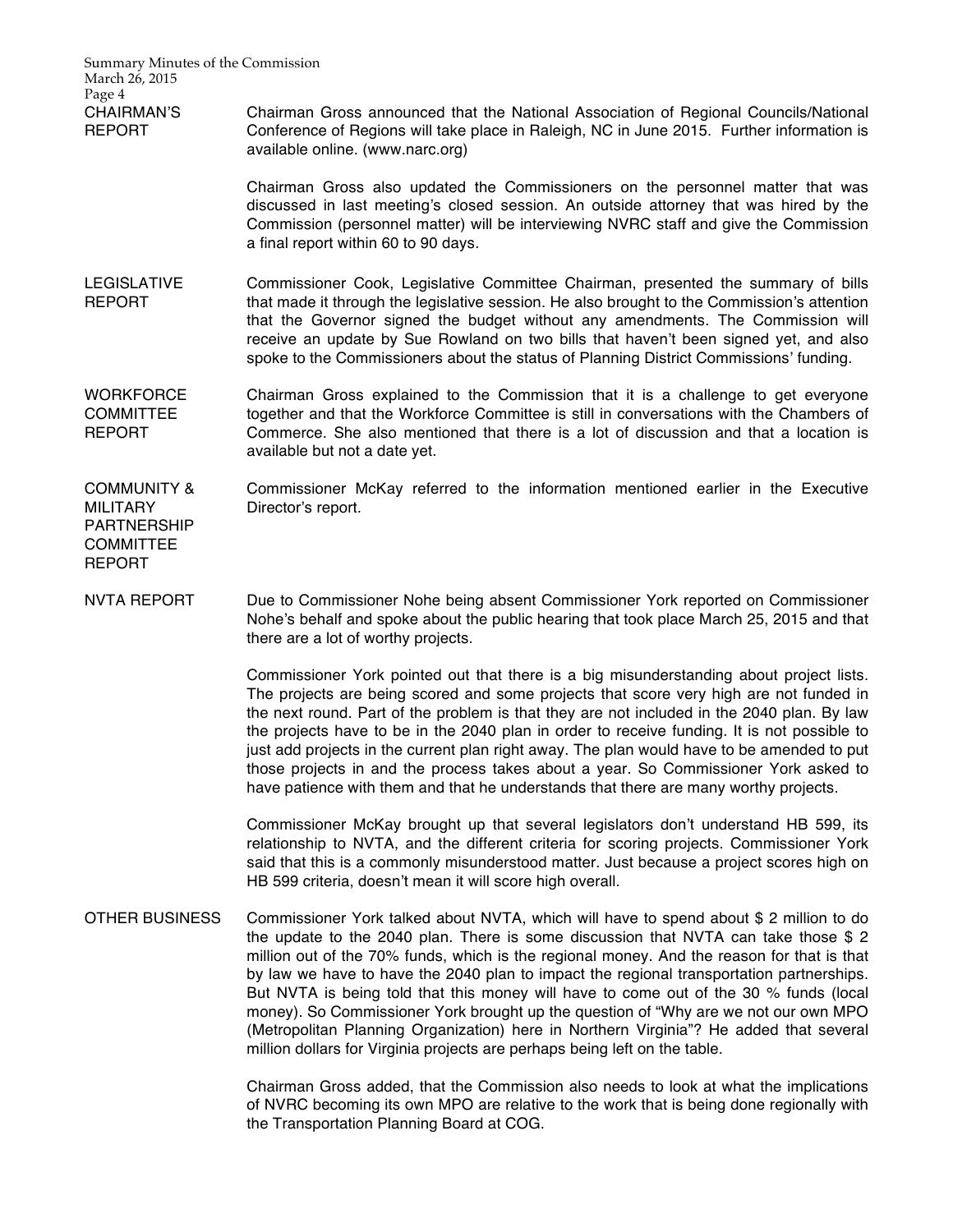**CHAIRMAN'S REPORT**

Chairman Gross announced that the National Association of Regional Councils/National Conference of Regions will take place in Raleigh, NC in June 2015. Further information is available online. (www.narc.org)

Chairman Gross also updated the Commissioners on the personnel matter that was discussed in last meeting's closed session. An outside attorney that was hired by the Commission (personnel matter) will be interviewing NVRC staff and give the Commission a final report within 60 to 90 days.

**LEGISLATIVE REPORT**

Commissioner Cook, Legislative Committee Chairman, presented the summary of bills that made it through the legislative session. He also brought to the Commission's attention that the Governor signed the budget without any amendments. The Commission will receive an update by Sue Rowland on two bills that haven't been signed yet, and also spoke to the Commissioners about the status of Planning District Commissions' funding.

**WORKFORCE COMMITTEE REPORT**

Chairman Gross explained to the Commission that it is a challenge to get everyone together and that the Workforce Committee is still in conversations with the Chambers of Commerce. She also mentioned that there is a lot of discussion and that a location is available but not a date yet.

**COMMUNITY & MILITARY PARTNERSHIP COMMITTEE REPORT**

Commissioner McKay referred to the information mentioned earlier in the Executive Director's report.

**NVTA REPORT**

Due to Commissioner Nohe being absent Commissioner York reported on Commissioner Nohe's behalf and spoke about the public hearing that took place March 25, 2015 and that there are a lot of worthy projects.

Commissioner York pointed out that there is a big misunderstanding about project lists. The projects are being scored and some projects that score very high are not funded in the next round. Part of the problem is that they are not included in the 2040 plan. By law the projects have to be in the 2040 plan in order to receive funding. It is not possible to just add projects in the current plan right away. The plan would have to be amended to put those projects in and the process takes about a year. So Commissioner York asked to have patience with them and that he understands that there are many worthy projects.

Commissioner McKay brought up that several legislators don't understand HB 599, its relationship to NVTA, and the different criteria for scoring projects. Commissioner York said that this is a commonly misunderstood matter. Just because a project scores high on HB 599 criteria, doesn't mean it will score high overall.

**OTHER BUSINESS**

Commissioner York talked about NVTA, which will have to spend about $ 2 million to do the update to the 2040 plan. There is some discussion that NVTA can take those $ 2 million out of the 70% funds, which is the regional money. And the reason for that is that by law we have to have the 2040 plan to impact the regional transportation partnerships. But NVTA is being told that this money will have to come out of the 30 % funds (local money). So Commissioner York brought up the question of "Why are we not our own MPO (Metropolitan Planning Organization) here in Northern Virginia"? He added that several million dollars for Virginia projects are perhaps being left on the table.

Chairman Gross added, that the Commission also needs to look at what the implications of NVRC becoming its own MPO are relative to the work that is being done regionally with the Transportation Planning Board at COG.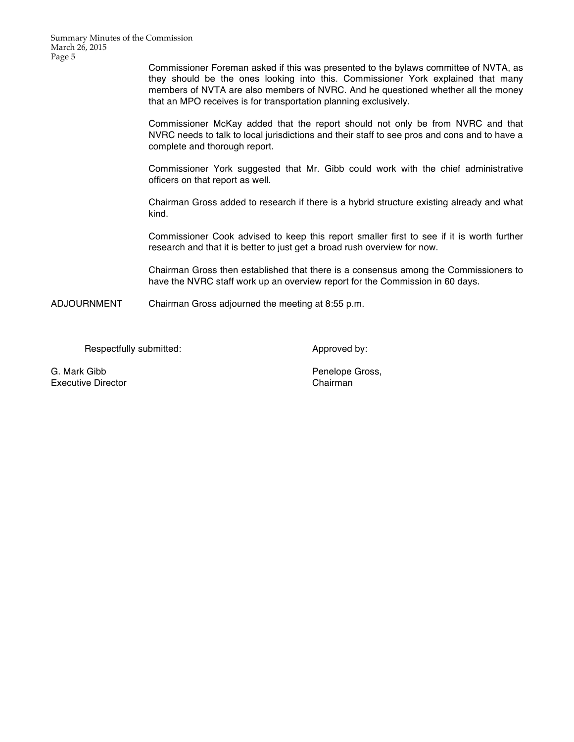Commissioner Foreman asked if this was presented to the bylaws committee of NVTA, as they should be the ones looking into this. Commissioner York explained that many members of NVTA are also members of NVRC. And he questioned whether all the money that an MPO receives is for transportation planning exclusively.

Commissioner McKay added that the report should not only be from NVRC and that NVRC needs to talk to local jurisdictions and their staff to see pros and cons and to have a complete and thorough report.

Commissioner York suggested that Mr. Gibb could work with the chief administrative officers on that report as well.

Chairman Gross added to research if there is a hybrid structure existing already and what kind.

Commissioner Cook advised to keep this report smaller first to see if it is worth further research and that it is better to just get a broad rush overview for now.

Chairman Gross then established that there is a consensus among the Commissioners to have the NVRC staff work up an overview report for the Commission in 60 days.

ADJOURNMENT Chairman Gross adjourned the meeting at 8:55 p.m.

Respectfully submitted:

G. Mark Gibb
Executive Director

Approved by:

Penelope Gross,
Chairman